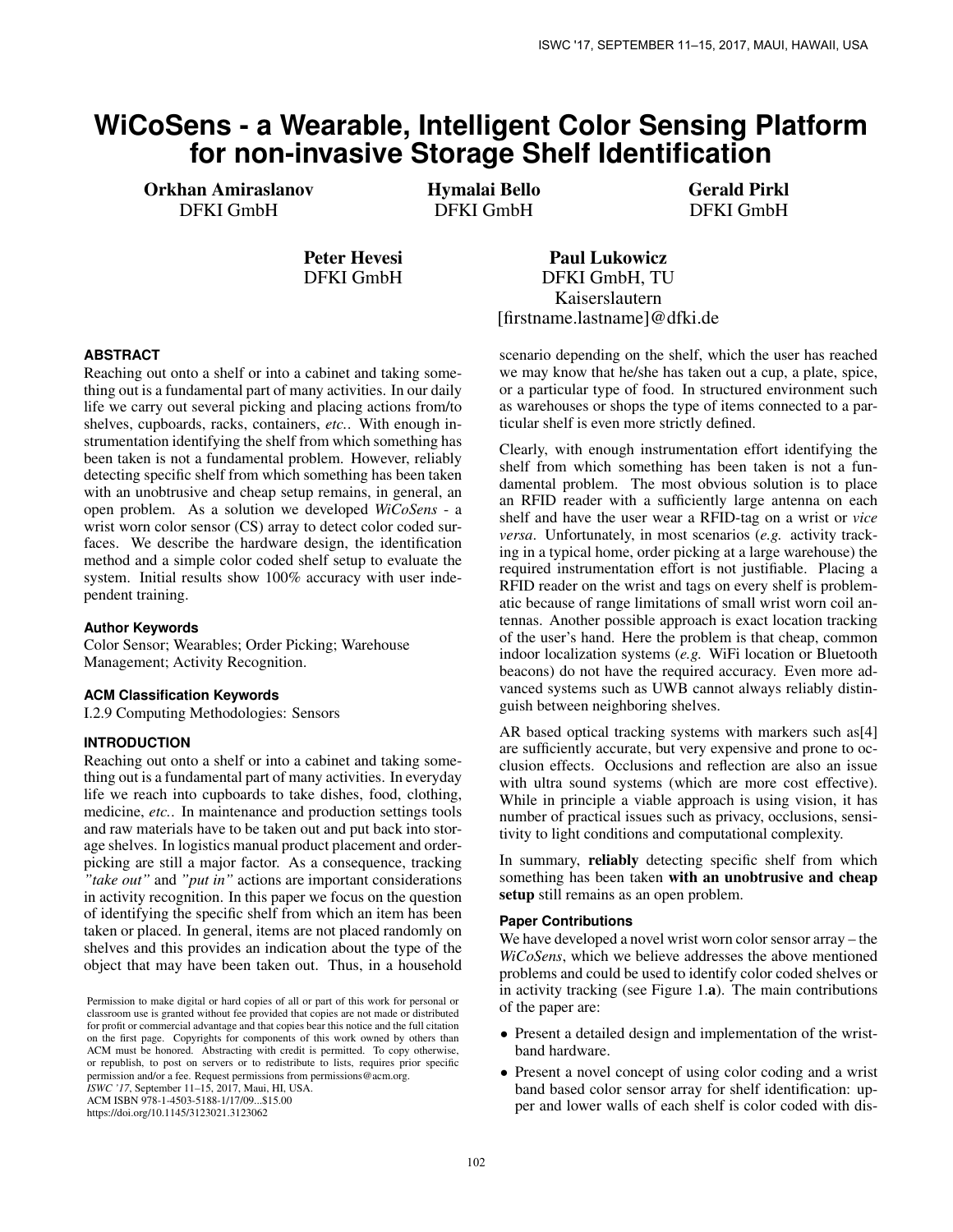# WiCoSens - a Wearable, Intelligent Color Sensing Platform for non-invasive Storage Shelf Identification

**Orkhan Amiraslanov**
DFKI GmbH

**Hymalai Bello**
DFKI GmbH

**Gerald Pirkl**
DFKI GmbH

**Peter Hevesi**
DFKI GmbH

**Paul Lukowicz**
DFKI GmbH, TU Kaiserslautern
[firstname.lastname]@dfki.de

## ABSTRACT

Reaching out onto a shelf or into a cabinet and taking something out is a fundamental part of many activities. In our daily life we carry out several picking and placing actions from/to shelves, cupboards, racks, containers, *etc.*. With enough instrumentation identifying the shelf from which something has been taken is not a fundamental problem. However, reliably detecting specific shelf from which something has been taken with an unobtrusive and cheap setup remains, in general, an open problem. As a solution we developed *WiCoSens* - a wrist worn color sensor (CS) array to detect color coded surfaces. We describe the hardware design, the identification method and a simple color coded shelf setup to evaluate the system. Initial results show 100% accuracy with user independent training.

### Author Keywords

Color Sensor; Wearables; Order Picking; Warehouse Management; Activity Recognition.

### ACM Classification Keywords

I.2.9 Computing Methodologies: Sensors

## INTRODUCTION

Reaching out onto a shelf or into a cabinet and taking something out is a fundamental part of many activities. In everyday life we reach into cupboards to take dishes, food, clothing, medicine, *etc.*. In maintenance and production settings tools and raw materials have to be taken out and put back into storage shelves. In logistics manual product placement and order-picking are still a major factor. As a consequence, tracking *"take out"* and *"put in"* actions are important considerations in activity recognition. In this paper we focus on the question of identifying the specific shelf from which an item has been taken or placed. In general, items are not placed randomly on shelves and this provides an indication about the type of the object that may have been taken out. Thus, in a household scenario depending on the shelf, which the user has reached we may know that he/she has taken out a cup, a plate, spice, or a particular type of food. In structured environment such as warehouses or shops the type of items connected to a particular shelf is even more strictly defined.

Clearly, with enough instrumentation effort identifying the shelf from which something has been taken is not a fundamental problem. The most obvious solution is to place an RFID reader with a sufficiently large antenna on each shelf and have the user wear a RFID-tag on a wrist or *vice versa*. Unfortunately, in most scenarios (*e.g.* activity tracking in a typical home, order picking at a large warehouse) the required instrumentation effort is not justifiable. Placing a RFID reader on the wrist and tags on every shelf is problematic because of range limitations of small wrist worn coil antennas. Another possible approach is exact location tracking of the user's hand. Here the problem is that cheap, common indoor localization systems (*e.g.* WiFi location or Bluetooth beacons) do not have the required accuracy. Even more advanced systems such as UWB cannot always reliably distinguish between neighboring shelves.

AR based optical tracking systems with markers such as[4] are sufficiently accurate, but very expensive and prone to occlusion effects. Occlusions and reflection are also an issue with ultra sound systems (which are more cost effective). While in principle a viable approach is using vision, it has number of practical issues such as privacy, occlusions, sensitivity to light conditions and computational complexity.

In summary, **reliably** detecting specific shelf from which something has been taken **with an unobtrusive and cheap setup** still remains as an open problem.

### Paper Contributions

We have developed a novel wrist worn color sensor array – the *WiCoSens*, which we believe addresses the above mentioned problems and could be used to identify color coded shelves or in activity tracking (see Figure 1.**a**). The main contributions of the paper are:

- Present a detailed design and implementation of the wristband hardware.
- Present a novel concept of using color coding and a wrist band based color sensor array for shelf identification: upper and lower walls of each shelf is color coded with dis-

Permission to make digital or hard copies of all or part of this work for personal or classroom use is granted without fee provided that copies are not made or distributed for profit or commercial advantage and that copies bear this notice and the full citation on the first page. Copyrights for components of this work owned by others than ACM must be honored. Abstracting with credit is permitted. To copy otherwise, or republish, to post on servers or to redistribute to lists, requires prior specific permission and/or a fee. Request permissions from permissions@acm.org.
*ISWC '17*, September 11–15, 2017, Maui, HI, USA.
ACM ISBN 978-1-4503-5188-1/17/09...$15.00
https://doi.org/10.1145/3123021.3123062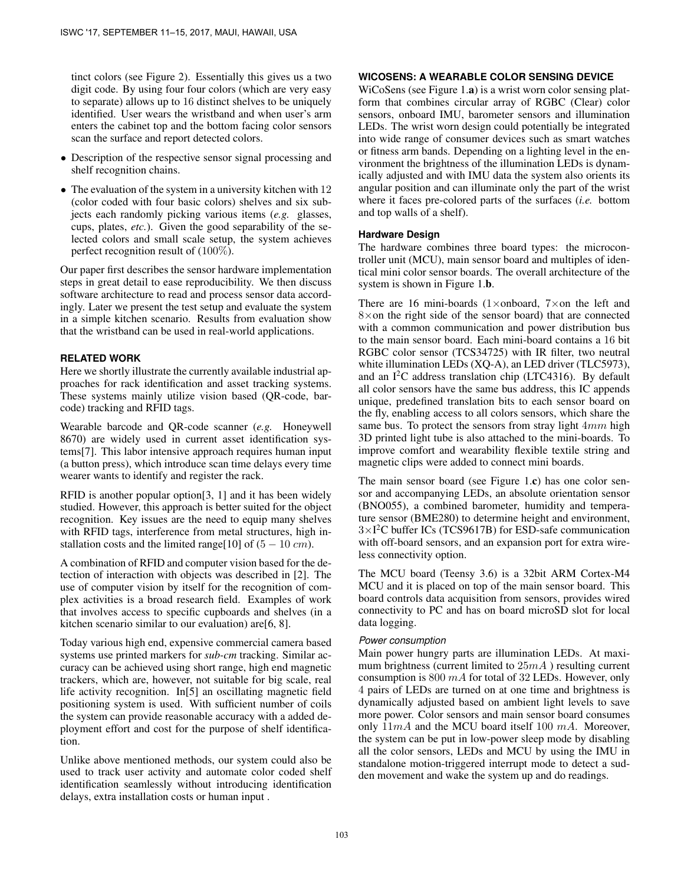tinct colors (see Figure 2). Essentially this gives us a two digit code. By using four four colors (which are very easy to separate) allows up to 16 distinct shelves to be uniquely identified. User wears the wristband and when user's arm enters the cabinet top and the bottom facing color sensors scan the surface and report detected colors.

- Description of the respective sensor signal processing and shelf recognition chains.
- The evaluation of the system in a university kitchen with 12 (color coded with four basic colors) shelves and six subjects each randomly picking various items (*e.g.* glasses, cups, plates, *etc.*). Given the good separability of the selected colors and small scale setup, the system achieves perfect recognition result of (100%).

Our paper first describes the sensor hardware implementation steps in great detail to ease reproducibility. We then discuss software architecture to read and process sensor data accordingly. Later we present the test setup and evaluate the system in a simple kitchen scenario. Results from evaluation show that the wristband can be used in real-world applications.

## RELATED WORK

Here we shortly illustrate the currently available industrial approaches for rack identification and asset tracking systems. These systems mainly utilize vision based (QR-code, barcode) tracking and RFID tags.

Wearable barcode and QR-code scanner (*e.g.* Honeywell 8670) are widely used in current asset identification systems[7]. This labor intensive approach requires human input (a button press), which introduce scan time delays every time wearer wants to identify and register the rack.

RFID is another popular option[3, 1] and it has been widely studied. However, this approach is better suited for the object recognition. Key issues are the need to equip many shelves with RFID tags, interference from metal structures, high installation costs and the limited range[10] of ($5 - 10\ cm$).

A combination of RFID and computer vision based for the detection of interaction with objects was described in [2]. The use of computer vision by itself for the recognition of complex activities is a broad research field. Examples of work that involves access to specific cupboards and shelves (in a kitchen scenario similar to our evaluation) are[6, 8].

Today various high end, expensive commercial camera based systems use printed markers for *sub-cm* tracking. Similar accuracy can be achieved using short range, high end magnetic trackers, which are, however, not suitable for big scale, real life activity recognition. In[5] an oscillating magnetic field positioning system is used. With sufficient number of coils the system can provide reasonable accuracy with a added deployment effort and cost for the purpose of shelf identification.

Unlike above mentioned methods, our system could also be used to track user activity and automate color coded shelf identification seamlessly without introducing identification delays, extra installation costs or human input .

## WICOSENS: A WEARABLE COLOR SENSING DEVICE

WiCoSens (see Figure 1.**a**) is a wrist worn color sensing platform that combines circular array of RGBC (Clear) color sensors, onboard IMU, barometer sensors and illumination LEDs. The wrist worn design could potentially be integrated into wide range of consumer devices such as smart watches or fitness arm bands. Depending on a lighting level in the environment the brightness of the illumination LEDs is dynamically adjusted and with IMU data the system also orients its angular position and can illuminate only the part of the wrist where it faces pre-colored parts of the surfaces (*i.e.* bottom and top walls of a shelf).

### Hardware Design

The hardware combines three board types: the microcontroller unit (MCU), main sensor board and multiples of identical mini color sensor boards. The overall architecture of the system is shown in Figure 1.**b**.

There are 16 mini-boards (1×onboard, 7×on the left and 8×on the right side of the sensor board) that are connected with a common communication and power distribution bus to the main sensor board. Each mini-board contains a 16 bit RGBC color sensor (TCS34725) with IR filter, two neutral white illumination LEDs (XQ-A), an LED driver (TLC5973), and an I$^2$C address translation chip (LTC4316). By default all color sensors have the same bus address, this IC appends unique, predefined translation bits to each sensor board on the fly, enabling access to all colors sensors, which share the same bus. To protect the sensors from stray light $4mm$ high 3D printed light tube is also attached to the mini-boards. To improve comfort and wearability flexible textile string and magnetic clips were added to connect mini boards.

The main sensor board (see Figure 1.**c**) has one color sensor and accompanying LEDs, an absolute orientation sensor (BNO055), a combined barometer, humidity and temperature sensor (BME280) to determine height and environment, 3×I$^2$C buffer ICs (TCS9617B) for ESD-safe communication with off-board sensors, and an expansion port for extra wireless connectivity option.

The MCU board (Teensy 3.6) is a 32bit ARM Cortex-M4 MCU and it is placed on top of the main sensor board. This board controls data acquisition from sensors, provides wired connectivity to PC and has on board microSD slot for local data logging.

#### *Power consumption*

Main power hungry parts are illumination LEDs. At maximum brightness (current limited to $25mA$ ) resulting current consumption is $800\ mA$ for total of 32 LEDs. However, only 4 pairs of LEDs are turned on at one time and brightness is dynamically adjusted based on ambient light levels to save more power. Color sensors and main sensor board consumes only $11mA$ and the MCU board itself $100\ mA$. Moreover, the system can be put in low-power sleep mode by disabling all the color sensors, LEDs and MCU by using the IMU in standalone motion-triggered interrupt mode to detect a sudden movement and wake the system up and do readings.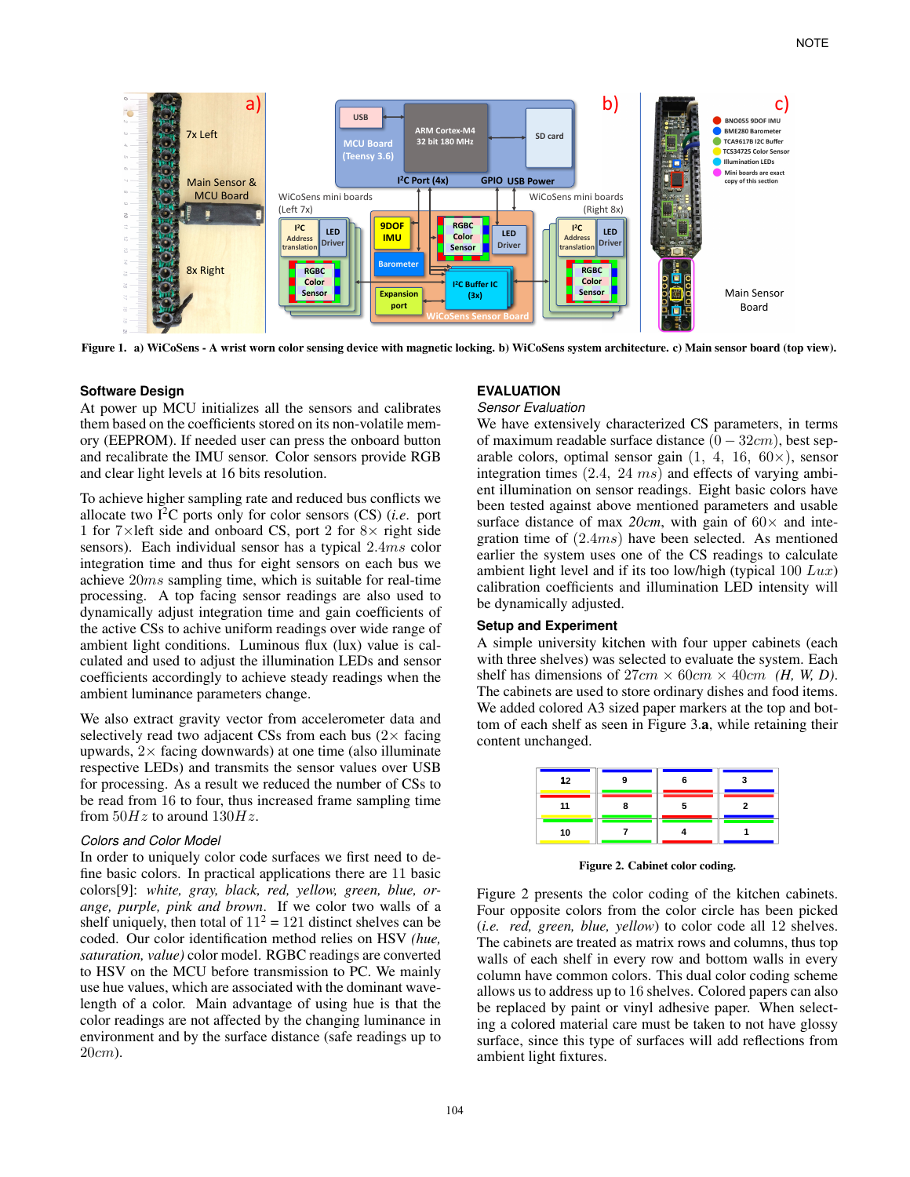Figure 1. a) WiCoSens - A wrist worn color sensing device with magnetic locking. b) WiCoSens system architecture. c) Main sensor board (top view).

### Software Design

At power up MCU initializes all the sensors and calibrates them based on the coefficients stored on its non-volatile memory (EEPROM). If needed user can press the onboard button and recalibrate the IMU sensor. Color sensors provide RGB and clear light levels at 16 bits resolution.

To achieve higher sampling rate and reduced bus conflicts we allocate two $I^2C$ ports only for color sensors (CS) (*i.e.* port 1 for $7\times$left side and onboard CS, port 2 for $8\times$ right side sensors). Each individual sensor has a typical $2.4ms$ color integration time and thus for eight sensors on each bus we achieve $20ms$ sampling time, which is suitable for real-time processing. A top facing sensor readings are also used to dynamically adjust integration time and gain coefficients of the active CSs to achive uniform readings over wide range of ambient light conditions. Luminous flux (lux) value is calculated and used to adjust the illumination LEDs and sensor coefficients accordingly to achieve steady readings when the ambient luminance parameters change.

We also extract gravity vector from accelerometer data and selectively read two adjacent CSs from each bus ($2\times$ facing upwards, $2\times$ facing downwards) at one time (also illuminate respective LEDs) and transmits the sensor values over USB for processing. As a result we reduced the number of CSs to be read from 16 to four, thus increased frame sampling time from $50Hz$ to around $130Hz$.

#### Colors and Color Model

In order to uniquely color code surfaces we first need to define basic colors. In practical applications there are 11 basic colors[9]: *white, gray, black, red, yellow, green, blue, orange, purple, pink and brown*. If we color two walls of a shelf uniquely, then total of $11^2 = 121$ distinct shelves can be coded. Our color identification method relies on HSV *(hue, saturation, value)* color model. RGBC readings are converted to HSV on the MCU before transmission to PC. We mainly use hue values, which are associated with the dominant wavelength of a color. Main advantage of using hue is that the color readings are not affected by the changing luminance in environment and by the surface distance (safe readings up to $20cm$).

## EVALUATION

#### Sensor Evaluation

We have extensively characterized CS parameters, in terms of maximum readable surface distance $(0-32cm)$, best separable colors, optimal sensor gain $(1,\ 4,\ 16,\ 60\times)$, sensor integration times $(2.4,\ 24\ ms)$ and effects of varying ambient illumination on sensor readings. Eight basic colors have been tested against above mentioned parameters and usable surface distance of max *20cm*, with gain of $60\times$ and integration time of $(2.4ms)$ have been selected. As mentioned earlier the system uses one of the CS readings to calculate ambient light level and if its too low/high (typical $100\ Lux$) calibration coefficients and illumination LED intensity will be dynamically adjusted.

### Setup and Experiment

A simple university kitchen with four upper cabinets (each with three shelves) was selected to evaluate the system. Each shelf has dimensions of $27cm \times 60cm \times 40cm$ *(H, W, D)*. The cabinets are used to store ordinary dishes and food items. We added colored A3 sized paper markers at the top and bottom of each shelf as seen in Figure 3.**a**, while retaining their content unchanged.

| 12 | 9 | 6 | 3 |
|---|---|---|---|
| 11 | 8 | 5 | 2 |
| 10 | 7 | 4 | 1 |

Figure 2. Cabinet color coding.

Figure 2 presents the color coding of the kitchen cabinets. Four opposite colors from the color circle has been picked (*i.e. red, green, blue, yellow*) to color code all 12 shelves. The cabinets are treated as matrix rows and columns, thus top walls of each shelf in every row and bottom walls in every column have common colors. This dual color coding scheme allows us to address up to 16 shelves. Colored papers can also be replaced by paint or vinyl adhesive paper. When selecting a colored material care must be taken to not have glossy surface, since this type of surfaces will add reflections from ambient light fixtures.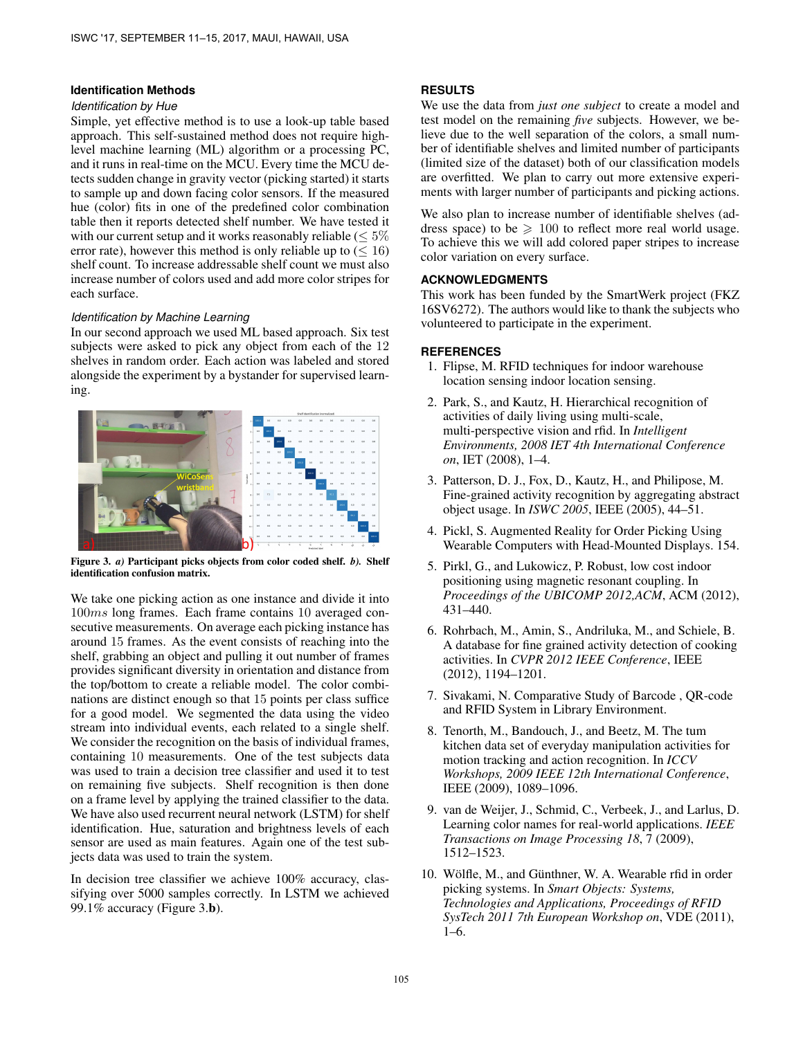### Identification Methods

#### *Identification by Hue*

Simple, yet effective method is to use a look-up table based approach. This self-sustained method does not require high-level machine learning (ML) algorithm or a processing PC, and it runs in real-time on the MCU. Every time the MCU detects sudden change in gravity vector (picking started) it starts to sample up and down facing color sensors. If the measured hue (color) fits in one of the predefined color combination table then it reports detected shelf number. We have tested it with our current setup and it works reasonably reliable ($\leq 5\%$ error rate), however this method is only reliable up to ($\leq 16$) shelf count. To increase addressable shelf count we must also increase number of colors used and add more color stripes for each surface.

#### *Identification by Machine Learning*

In our second approach we used ML based approach. Six test subjects were asked to pick any object from each of the 12 shelves in random order. Each action was labeled and stored alongside the experiment by a bystander for supervised learning.

**Figure 3. *a)* Participant picks objects from color coded shelf. *b).* Shelf identification confusion matrix.**

We take one picking action as one instance and divide it into $100ms$ long frames. Each frame contains 10 averaged consecutive measurements. On average each picking instance has around 15 frames. As the event consists of reaching into the shelf, grabbing an object and pulling it out number of frames provides significant diversity in orientation and distance from the top/bottom to create a reliable model. The color combinations are distinct enough so that 15 points per class suffice for a good model. We segmented the data using the video stream into individual events, each related to a single shelf. We consider the recognition on the basis of individual frames, containing 10 measurements. One of the test subjects data was used to train a decision tree classifier and used it to test on remaining five subjects. Shelf recognition is then done on a frame level by applying the trained classifier to the data. We have also used recurrent neural network (LSTM) for shelf identification. Hue, saturation and brightness levels of each sensor are used as main features. Again one of the test subjects data was used to train the system.

In decision tree classifier we achieve 100% accuracy, classifying over 5000 samples correctly. In LSTM we achieved 99.1% accuracy (Figure 3.**b**).

### RESULTS

We use the data from *just one subject* to create a model and test model on the remaining *five* subjects. However, we believe due to the well separation of the colors, a small number of identifiable shelves and limited number of participants (limited size of the dataset) both of our classification models are overfitted. We plan to carry out more extensive experiments with larger number of participants and picking actions.

We also plan to increase number of identifiable shelves (address space) to be $\geqslant 100$ to reflect more real world usage. To achieve this we will add colored paper stripes to increase color variation on every surface.

### ACKNOWLEDGMENTS

This work has been funded by the SmartWerk project (FKZ 16SV6272). The authors would like to thank the subjects who volunteered to participate in the experiment.

### REFERENCES

1. Flipse, M. RFID techniques for indoor warehouse location sensing indoor location sensing.
2. Park, S., and Kautz, H. Hierarchical recognition of activities of daily living using multi-scale, multi-perspective vision and rfid. In *Intelligent Environments, 2008 IET 4th International Conference on*, IET (2008), 1–4.
3. Patterson, D. J., Fox, D., Kautz, H., and Philipose, M. Fine-grained activity recognition by aggregating abstract object usage. In *ISWC 2005*, IEEE (2005), 44–51.
4. Pickl, S. Augmented Reality for Order Picking Using Wearable Computers with Head-Mounted Displays. 154.
5. Pirkl, G., and Lukowicz, P. Robust, low cost indoor positioning using magnetic resonant coupling. In *Proceedings of the UBICOMP 2012,ACM*, ACM (2012), 431–440.
6. Rohrbach, M., Amin, S., Andriluka, M., and Schiele, B. A database for fine grained activity detection of cooking activities. In *CVPR 2012 IEEE Conference*, IEEE (2012), 1194–1201.
7. Sivakami, N. Comparative Study of Barcode , QR-code and RFID System in Library Environment.
8. Tenorth, M., Bandouch, J., and Beetz, M. The tum kitchen data set of everyday manipulation activities for motion tracking and action recognition. In *ICCV Workshops, 2009 IEEE 12th International Conference*, IEEE (2009), 1089–1096.
9. van de Weijer, J., Schmid, C., Verbeek, J., and Larlus, D. Learning color names for real-world applications. *IEEE Transactions on Image Processing 18*, 7 (2009), 1512–1523.
10. Wölfle, M., and Günthner, W. A. Wearable rfid in order picking systems. In *Smart Objects: Systems, Technologies and Applications, Proceedings of RFID SysTech 2011 7th European Workshop on*, VDE (2011), 1–6.